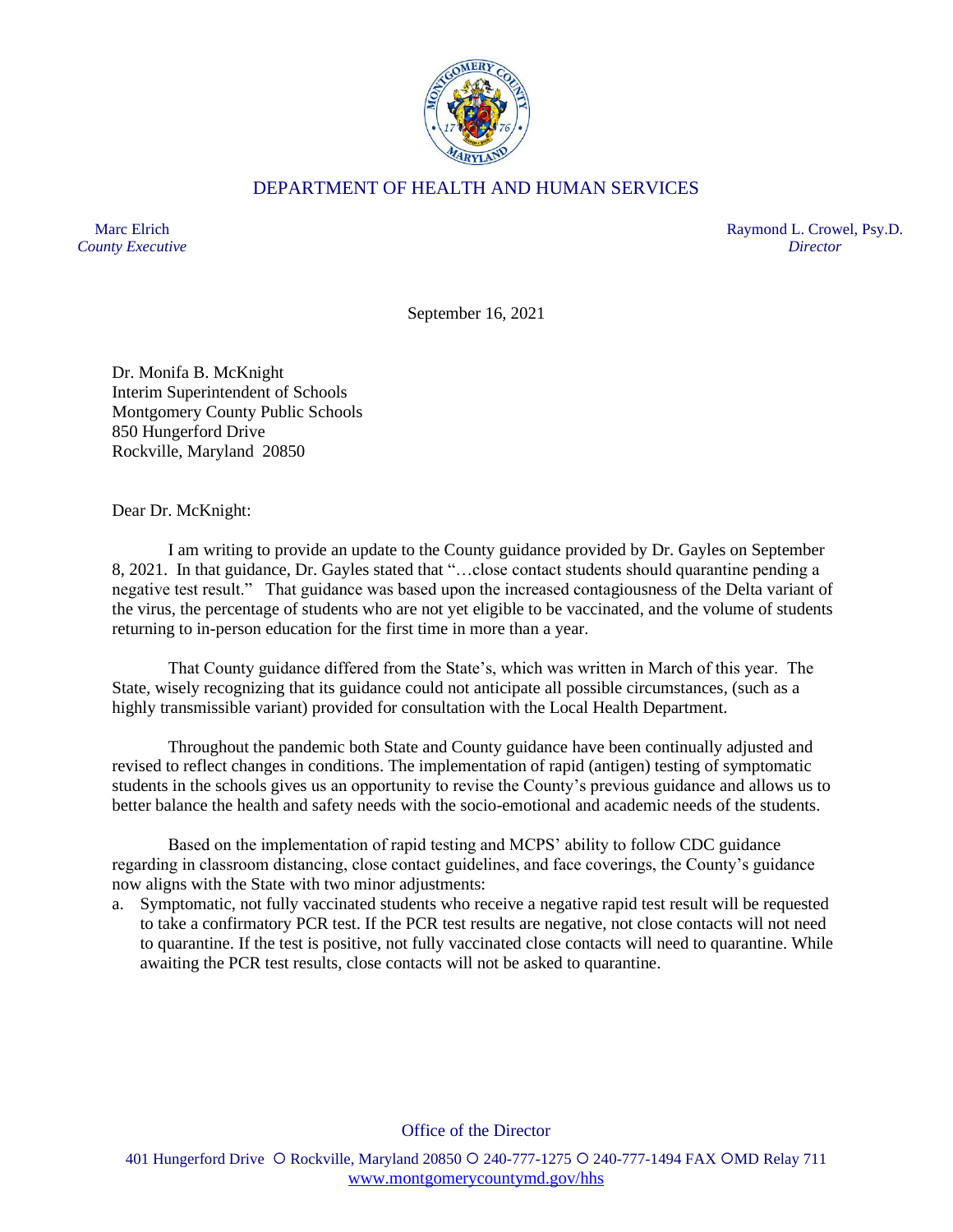# DEPARTMENT OF HEALTH AND HUMAN SERVICES

Marc Elrich
*County Executive*

Raymond L. Crowel, Psy.D.
*Director*

September 16, 2021

Dr. Monifa B. McKnight
Interim Superintendent of Schools
Montgomery County Public Schools
850 Hungerford Drive
Rockville, Maryland 20850

Dear Dr. McKnight:

I am writing to provide an update to the County guidance provided by Dr. Gayles on September 8, 2021. In that guidance, Dr. Gayles stated that "…close contact students should quarantine pending a negative test result." That guidance was based upon the increased contagiousness of the Delta variant of the virus, the percentage of students who are not yet eligible to be vaccinated, and the volume of students returning to in-person education for the first time in more than a year.

That County guidance differed from the State's, which was written in March of this year. The State, wisely recognizing that its guidance could not anticipate all possible circumstances, (such as a highly transmissible variant) provided for consultation with the Local Health Department.

Throughout the pandemic both State and County guidance have been continually adjusted and revised to reflect changes in conditions. The implementation of rapid (antigen) testing of symptomatic students in the schools gives us an opportunity to revise the County's previous guidance and allows us to better balance the health and safety needs with the socio-emotional and academic needs of the students.

Based on the implementation of rapid testing and MCPS' ability to follow CDC guidance regarding in classroom distancing, close contact guidelines, and face coverings, the County's guidance now aligns with the State with two minor adjustments:

a. Symptomatic, not fully vaccinated students who receive a negative rapid test result will be requested to take a confirmatory PCR test. If the PCR test results are negative, not close contacts will not need to quarantine. If the test is positive, not fully vaccinated close contacts will need to quarantine. While awaiting the PCR test results, close contacts will not be asked to quarantine.

Office of the Director

401 Hungerford Drive ○ Rockville, Maryland 20850 ○ 240-777-1275 ○ 240-777-1494 FAX ○MD Relay 711
www.montgomerycountymd.gov/hhs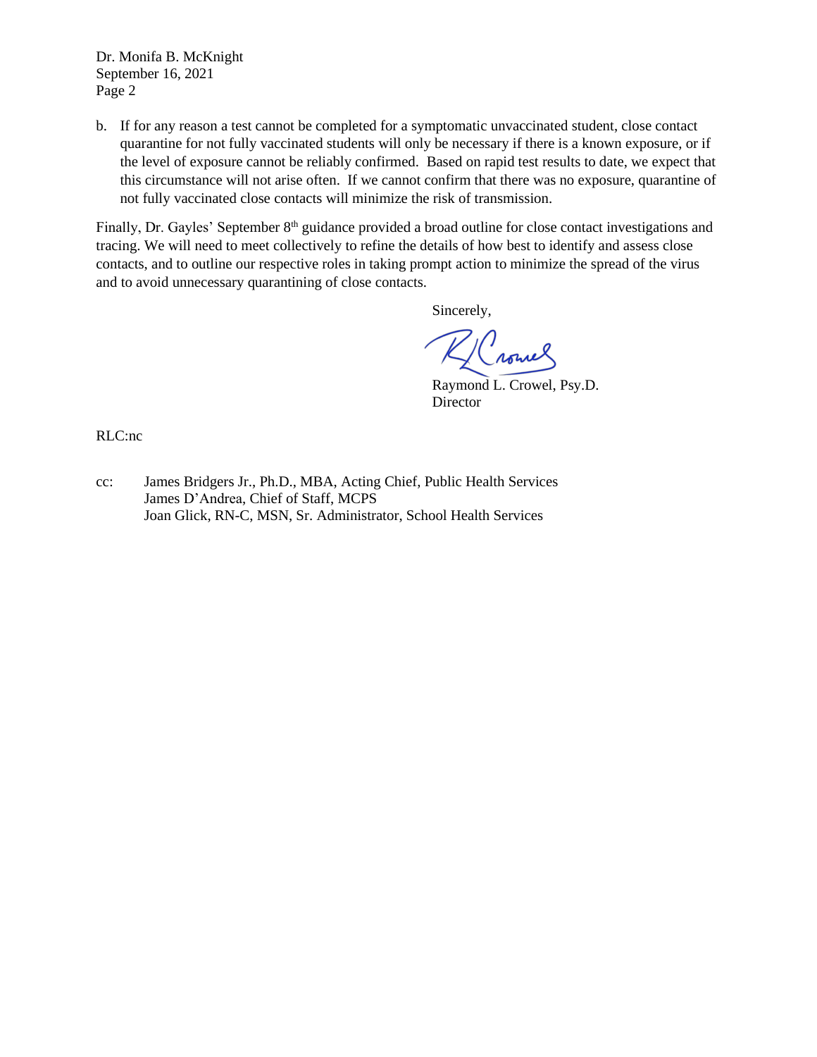b. If for any reason a test cannot be completed for a symptomatic unvaccinated student, close contact quarantine for not fully vaccinated students will only be necessary if there is a known exposure, or if the level of exposure cannot be reliably confirmed. Based on rapid test results to date, we expect that this circumstance will not arise often. If we cannot confirm that there was no exposure, quarantine of not fully vaccinated close contacts will minimize the risk of transmission.

Finally, Dr. Gayles' September 8th guidance provided a broad outline for close contact investigations and tracing. We will need to meet collectively to refine the details of how best to identify and assess close contacts, and to outline our respective roles in taking prompt action to minimize the spread of the virus and to avoid unnecessary quarantining of close contacts.

Sincerely,

Raymond L. Crowel, Psy.D.
Director

RLC:nc

cc: James Bridgers Jr., Ph.D., MBA, Acting Chief, Public Health Services
James D'Andrea, Chief of Staff, MCPS
Joan Glick, RN-C, MSN, Sr. Administrator, School Health Services